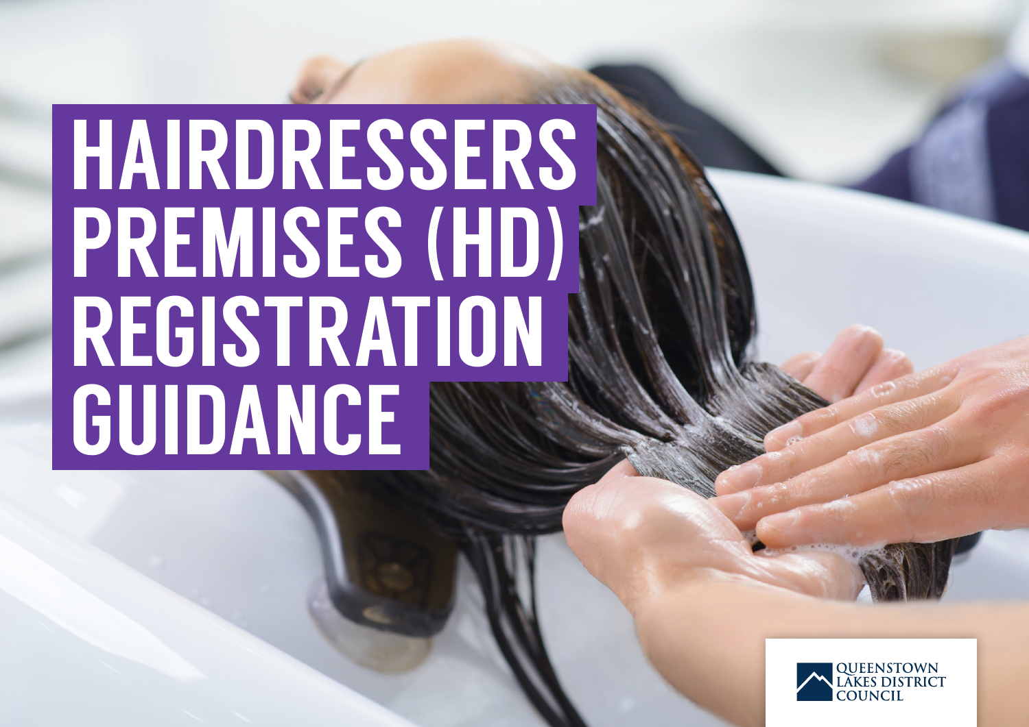# HAIRDRESSERS PREMISES (HD) REGISTRATION GUIDANCE

QUEENSTOWN LAKES DISTRICT COUNCIL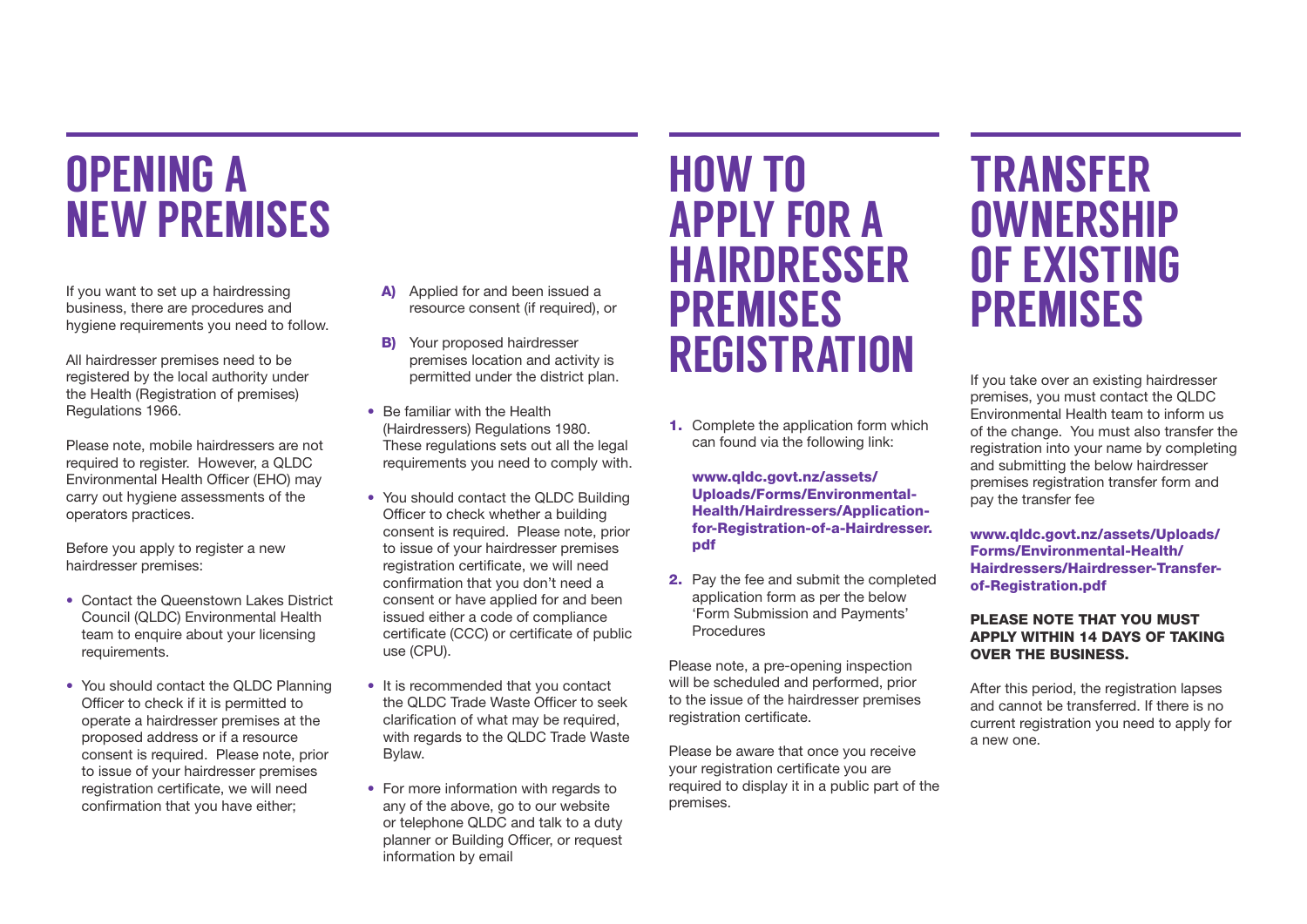# OPENING A NEW PREMISES

If you want to set up a hairdressing business, there are procedures and hygiene requirements you need to follow.

All hairdresser premises need to be registered by the local authority under the Health (Registration of premises) Regulations 1966.

Please note, mobile hairdressers are not required to register. However, a QLDC Environmental Health Officer (EHO) may carry out hygiene assessments of the operators practices.

Before you apply to register a new hairdresser premises:

- Contact the Queenstown Lakes District Council (QLDC) Environmental Health team to enquire about your licensing requirements.
- You should contact the QLDC Planning Officer to check if it is permitted to operate a hairdresser premises at the proposed address or if a resource consent is required. Please note, prior to issue of your hairdresser premises registration certificate, we will need confirmation that you have either;

  **A)** Applied for and been issued a resource consent (if required), or

  **B)** Your proposed hairdresser premises location and activity is permitted under the district plan.

- Be familiar with the Health (Hairdressers) Regulations 1980. These regulations sets out all the legal requirements you need to comply with.
- You should contact the QLDC Building Officer to check whether a building consent is required. Please note, prior to issue of your hairdresser premises registration certificate, we will need confirmation that you don't need a consent or have applied for and been issued either a code of compliance certificate (CCC) or certificate of public use (CPU).
- It is recommended that you contact the QLDC Trade Waste Officer to seek clarification of what may be required, with regards to the QLDC Trade Waste Bylaw.
- For more information with regards to any of the above, go to our website or telephone QLDC and talk to a duty planner or Building Officer, or request information by email

# HOW TO APPLY FOR A HAIRDRESSER PREMISES REGISTRATION

1. Complete the application form which can found via the following link:

   **www.qldc.govt.nz/assets/Uploads/Forms/Environmental-Health/Hairdressers/Application-for-Registration-of-a-Hairdresser.pdf**

2. Pay the fee and submit the completed application form as per the below 'Form Submission and Payments' Procedures

Please note, a pre-opening inspection will be scheduled and performed, prior to the issue of the hairdresser premises registration certificate.

Please be aware that once you receive your registration certificate you are required to display it in a public part of the premises.

# TRANSFER OWNERSHIP OF EXISTING PREMISES

If you take over an existing hairdresser premises, you must contact the QLDC Environmental Health team to inform us of the change. You must also transfer the registration into your name by completing and submitting the below hairdresser premises registration transfer form and pay the transfer fee

**www.qldc.govt.nz/assets/Uploads/Forms/Environmental-Health/Hairdressers/Hairdresser-Transfer-of-Registration.pdf**

**PLEASE NOTE THAT YOU MUST APPLY WITHIN 14 DAYS OF TAKING OVER THE BUSINESS.**

After this period, the registration lapses and cannot be transferred. If there is no current registration you need to apply for a new one.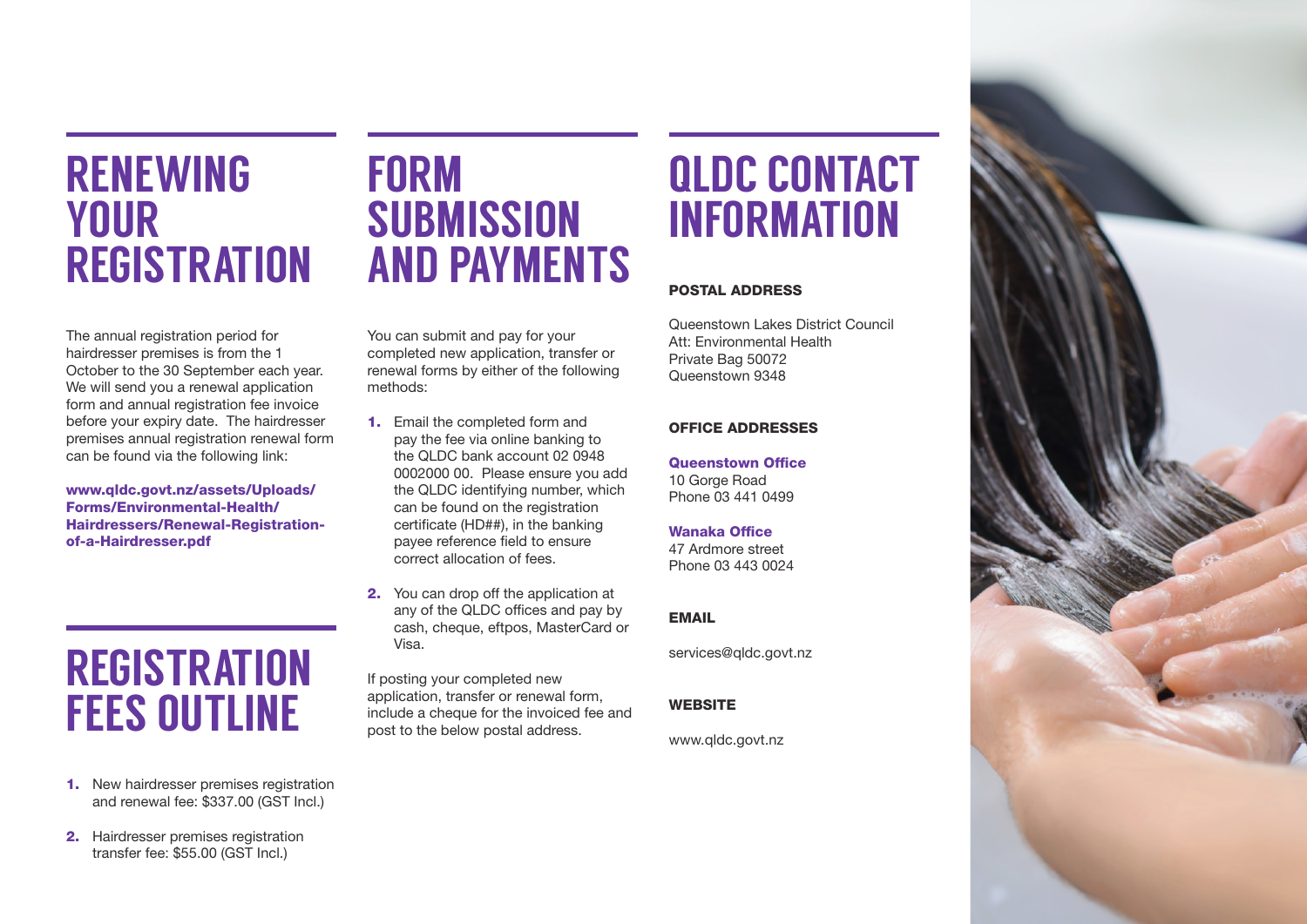## RENEWING YOUR REGISTRATION

The annual registration period for hairdresser premises is from the 1 October to the 30 September each year. We will send you a renewal application form and annual registration fee invoice before your expiry date. The hairdresser premises annual registration renewal form can be found via the following link:

**www.qldc.govt.nz/assets/Uploads/Forms/Environmental-Health/Hairdressers/Renewal-Registration-of-a-Hairdresser.pdf**

## REGISTRATION FEES OUTLINE

1. New hairdresser premises registration and renewal fee: $337.00 (GST Incl.)
2. Hairdresser premises registration transfer fee: $55.00 (GST Incl.)

## FORM SUBMISSION AND PAYMENTS

You can submit and pay for your completed new application, transfer or renewal forms by either of the following methods:

1. Email the completed form and pay the fee via online banking to the QLDC bank account 02 0948 0002000 00. Please ensure you add the QLDC identifying number, which can be found on the registration certificate (HD##), in the banking payee reference field to ensure correct allocation of fees.
2. You can drop off the application at any of the QLDC offices and pay by cash, cheque, eftpos, MasterCard or Visa.

If posting your completed new application, transfer or renewal form, include a cheque for the invoiced fee and post to the below postal address.

## QLDC CONTACT INFORMATION

### POSTAL ADDRESS

Queenstown Lakes District Council
Att: Environmental Health
Private Bag 50072
Queenstown 9348

### OFFICE ADDRESSES

**Queenstown Office**
10 Gorge Road
Phone 03 441 0499

**Wanaka Office**
47 Ardmore street
Phone 03 443 0024

### EMAIL

services@qldc.govt.nz

### WEBSITE

www.qldc.govt.nz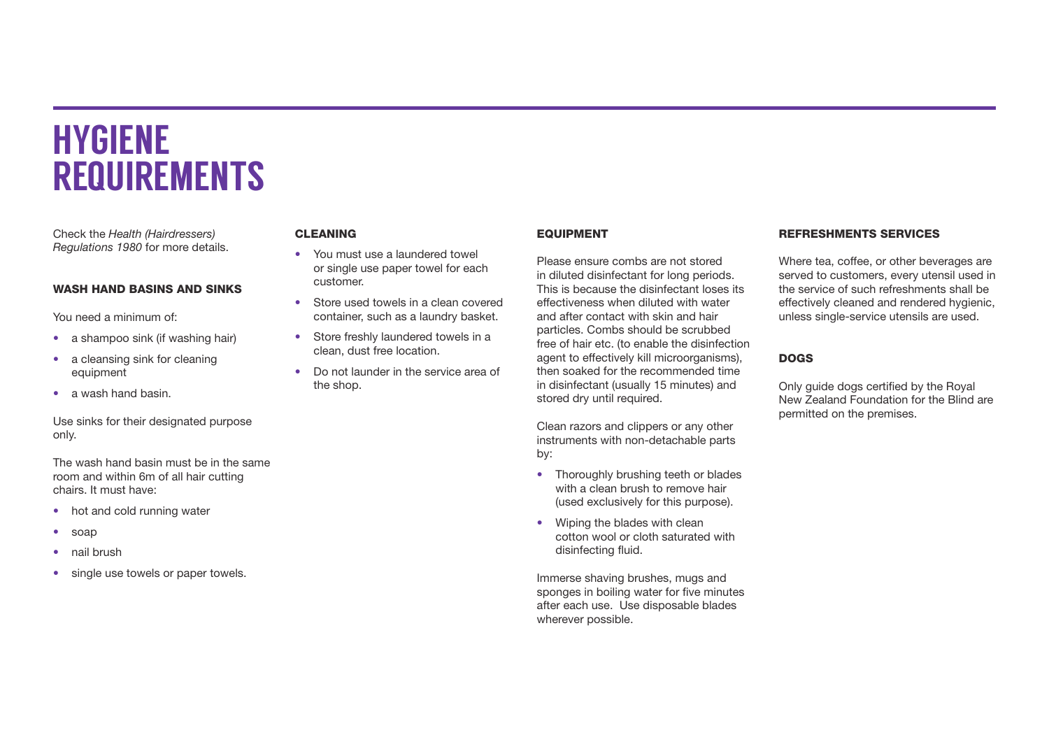# HYGIENE REQUIREMENTS

Check the *Health (Hairdressers) Regulations 1980* for more details.

### WASH HAND BASINS AND SINKS

You need a minimum of:

- a shampoo sink (if washing hair)
- a cleansing sink for cleaning equipment
- a wash hand basin.

Use sinks for their designated purpose only.

The wash hand basin must be in the same room and within 6m of all hair cutting chairs. It must have:

- hot and cold running water
- soap
- nail brush
- single use towels or paper towels.

### CLEANING

- You must use a laundered towel or single use paper towel for each customer.
- Store used towels in a clean covered container, such as a laundry basket.
- Store freshly laundered towels in a clean, dust free location.
- Do not launder in the service area of the shop.

### EQUIPMENT

Please ensure combs are not stored in diluted disinfectant for long periods. This is because the disinfectant loses its effectiveness when diluted with water and after contact with skin and hair particles. Combs should be scrubbed free of hair etc. (to enable the disinfection agent to effectively kill microorganisms), then soaked for the recommended time in disinfectant (usually 15 minutes) and stored dry until required.

Clean razors and clippers or any other instruments with non-detachable parts by:

- Thoroughly brushing teeth or blades with a clean brush to remove hair (used exclusively for this purpose).
- Wiping the blades with clean cotton wool or cloth saturated with disinfecting fluid.

Immerse shaving brushes, mugs and sponges in boiling water for five minutes after each use. Use disposable blades wherever possible.

### REFRESHMENTS SERVICES

Where tea, coffee, or other beverages are served to customers, every utensil used in the service of such refreshments shall be effectively cleaned and rendered hygienic, unless single-service utensils are used.

### DOGS

Only guide dogs certified by the Royal New Zealand Foundation for the Blind are permitted on the premises.